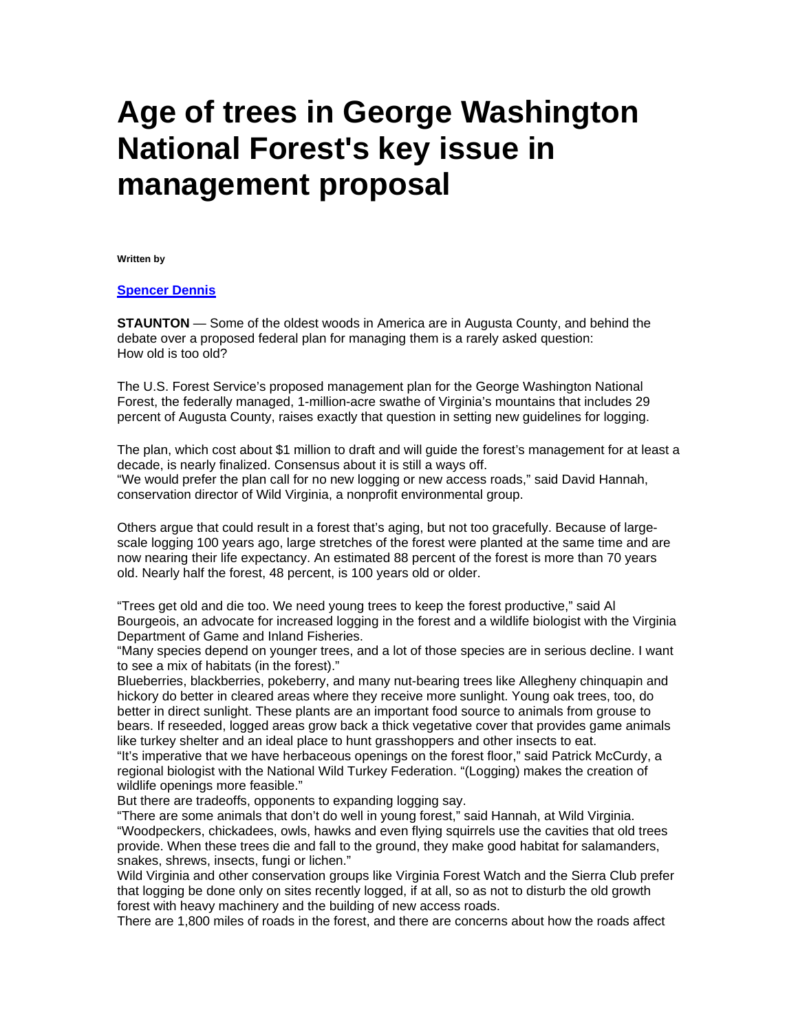# Age of trees in George Washington National Forest's key issue in management proposal

**Written by**

**Spencer Dennis**

**STAUNTON** — Some of the oldest woods in America are in Augusta County, and behind the debate over a proposed federal plan for managing them is a rarely asked question:
How old is too old?

The U.S. Forest Service's proposed management plan for the George Washington National Forest, the federally managed, 1-million-acre swathe of Virginia's mountains that includes 29 percent of Augusta County, raises exactly that question in setting new guidelines for logging.

The plan, which cost about $1 million to draft and will guide the forest's management for at least a decade, is nearly finalized. Consensus about it is still a ways off.
"We would prefer the plan call for no new logging or new access roads," said David Hannah, conservation director of Wild Virginia, a nonprofit environmental group.

Others argue that could result in a forest that's aging, but not too gracefully. Because of large-scale logging 100 years ago, large stretches of the forest were planted at the same time and are now nearing their life expectancy. An estimated 88 percent of the forest is more than 70 years old. Nearly half the forest, 48 percent, is 100 years old or older.

"Trees get old and die too. We need young trees to keep the forest productive," said Al Bourgeois, an advocate for increased logging in the forest and a wildlife biologist with the Virginia Department of Game and Inland Fisheries.
"Many species depend on younger trees, and a lot of those species are in serious decline. I want to see a mix of habitats (in the forest)."
Blueberries, blackberries, pokeberry, and many nut-bearing trees like Allegheny chinquapin and hickory do better in cleared areas where they receive more sunlight. Young oak trees, too, do better in direct sunlight. These plants are an important food source to animals from grouse to bears. If reseeded, logged areas grow back a thick vegetative cover that provides game animals like turkey shelter and an ideal place to hunt grasshoppers and other insects to eat.
"It's imperative that we have herbaceous openings on the forest floor," said Patrick McCurdy, a regional biologist with the National Wild Turkey Federation. "(Logging) makes the creation of wildlife openings more feasible."
But there are tradeoffs, opponents to expanding logging say.
"There are some animals that don't do well in young forest," said Hannah, at Wild Virginia.
"Woodpeckers, chickadees, owls, hawks and even flying squirrels use the cavities that old trees provide. When these trees die and fall to the ground, they make good habitat for salamanders, snakes, shrews, insects, fungi or lichen."
Wild Virginia and other conservation groups like Virginia Forest Watch and the Sierra Club prefer that logging be done only on sites recently logged, if at all, so as not to disturb the old growth forest with heavy machinery and the building of new access roads.
There are 1,800 miles of roads in the forest, and there are concerns about how the roads affect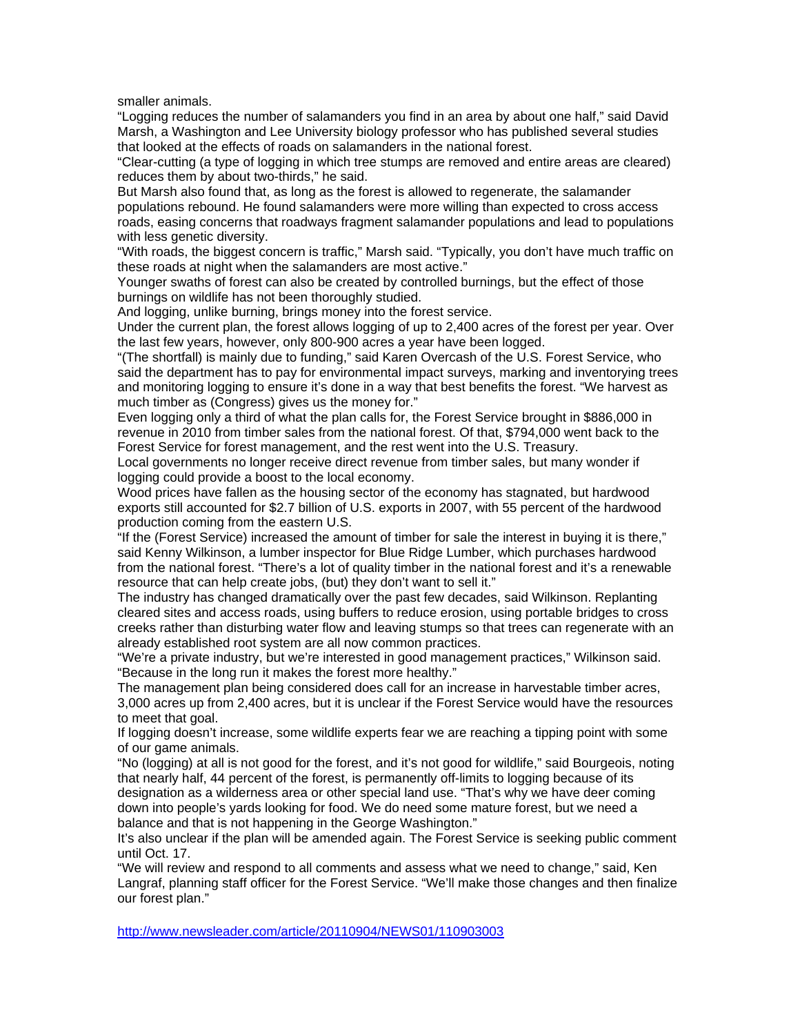smaller animals.

“Logging reduces the number of salamanders you find in an area by about one half,” said David Marsh, a Washington and Lee University biology professor who has published several studies that looked at the effects of roads on salamanders in the national forest.

“Clear-cutting (a type of logging in which tree stumps are removed and entire areas are cleared) reduces them by about two-thirds,” he said.

But Marsh also found that, as long as the forest is allowed to regenerate, the salamander populations rebound. He found salamanders were more willing than expected to cross access roads, easing concerns that roadways fragment salamander populations and lead to populations with less genetic diversity.

“With roads, the biggest concern is traffic,” Marsh said. “Typically, you don’t have much traffic on these roads at night when the salamanders are most active.”

Younger swaths of forest can also be created by controlled burnings, but the effect of those burnings on wildlife has not been thoroughly studied.

And logging, unlike burning, brings money into the forest service.

Under the current plan, the forest allows logging of up to 2,400 acres of the forest per year. Over the last few years, however, only 800-900 acres a year have been logged.

“(The shortfall) is mainly due to funding,” said Karen Overcash of the U.S. Forest Service, who said the department has to pay for environmental impact surveys, marking and inventorying trees and monitoring logging to ensure it’s done in a way that best benefits the forest. “We harvest as much timber as (Congress) gives us the money for.”

Even logging only a third of what the plan calls for, the Forest Service brought in $886,000 in revenue in 2010 from timber sales from the national forest. Of that, $794,000 went back to the Forest Service for forest management, and the rest went into the U.S. Treasury.

Local governments no longer receive direct revenue from timber sales, but many wonder if logging could provide a boost to the local economy.

Wood prices have fallen as the housing sector of the economy has stagnated, but hardwood exports still accounted for $2.7 billion of U.S. exports in 2007, with 55 percent of the hardwood production coming from the eastern U.S.

“If the (Forest Service) increased the amount of timber for sale the interest in buying it is there,” said Kenny Wilkinson, a lumber inspector for Blue Ridge Lumber, which purchases hardwood from the national forest. “There’s a lot of quality timber in the national forest and it’s a renewable resource that can help create jobs, (but) they don’t want to sell it.”

The industry has changed dramatically over the past few decades, said Wilkinson. Replanting cleared sites and access roads, using buffers to reduce erosion, using portable bridges to cross creeks rather than disturbing water flow and leaving stumps so that trees can regenerate with an already established root system are all now common practices.

“We’re a private industry, but we’re interested in good management practices,” Wilkinson said. “Because in the long run it makes the forest more healthy.”

The management plan being considered does call for an increase in harvestable timber acres, 3,000 acres up from 2,400 acres, but it is unclear if the Forest Service would have the resources to meet that goal.

If logging doesn’t increase, some wildlife experts fear we are reaching a tipping point with some of our game animals.

“No (logging) at all is not good for the forest, and it’s not good for wildlife,” said Bourgeois, noting that nearly half, 44 percent of the forest, is permanently off-limits to logging because of its designation as a wilderness area or other special land use. “That’s why we have deer coming down into people’s yards looking for food. We do need some mature forest, but we need a balance and that is not happening in the George Washington.”

It’s also unclear if the plan will be amended again. The Forest Service is seeking public comment until Oct. 17.

“We will review and respond to all comments and assess what we need to change,” said, Ken Langraf, planning staff officer for the Forest Service. “We’ll make those changes and then finalize our forest plan.”

http://www.newsleader.com/article/20110904/NEWS01/110903003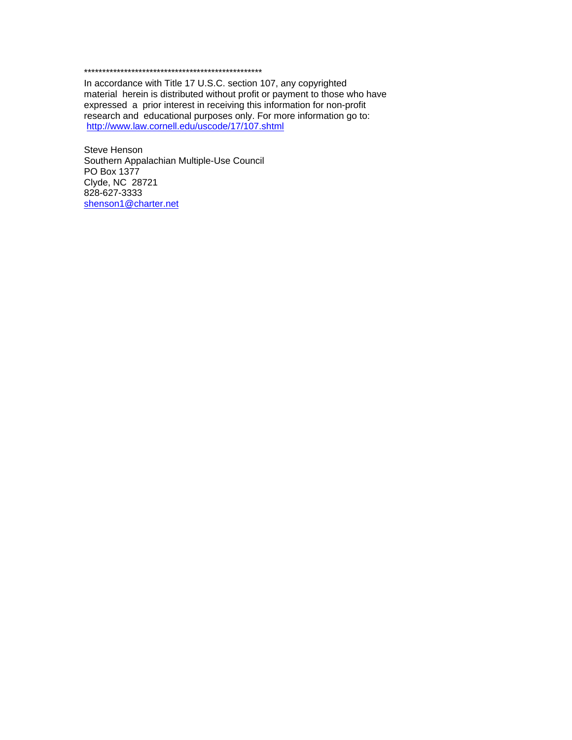***************************************************

In accordance with Title 17 U.S.C. section 107, any copyrighted material herein is distributed without profit or payment to those who have expressed a prior interest in receiving this information for non-profit research and educational purposes only. For more information go to: http://www.law.cornell.edu/uscode/17/107.shtml

Steve Henson
Southern Appalachian Multiple-Use Council
PO Box 1377
Clyde, NC 28721
828-627-3333
shenson1@charter.net